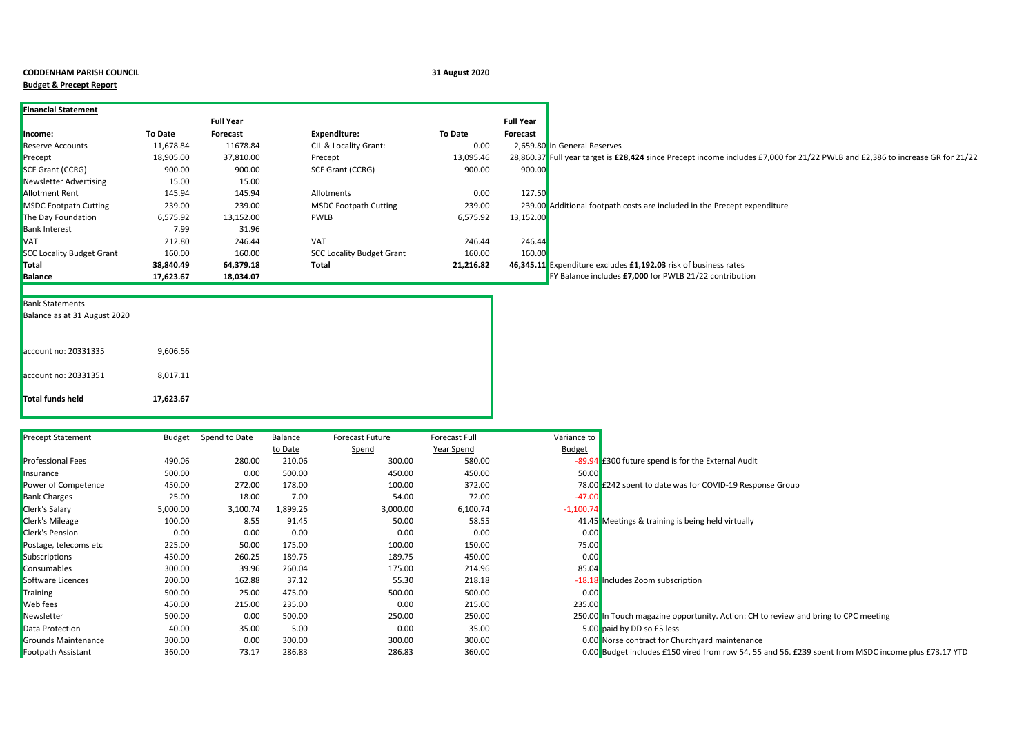**CODDENHAM PARISH COUNCIL**

**31 August 2020**

**Budget & Precept Report**

**Financial Statement**

| Income: | To Date | Full Year Forecast | Expenditure: | To Date | Full Year Forecast | |
|---|---|---|---|---|---|---|
| Reserve Accounts | 11,678.84 | 11678.84 | CIL & Locality Grant: | 0.00 | 2,659.80 | in General Reserves |
| Precept | 18,905.00 | 37,810.00 | Precept | 13,095.46 | 28,860.37 | Full year target is **£28,424** since Precept income includes £7,000 for 21/22 PWLB and £2,386 to increase GR for 21/22 |
| SCF Grant (CCRG) | 900.00 | 900.00 | SCF Grant (CCRG) | 900.00 | 900.00 | |
| Newsletter Advertising | 15.00 | 15.00 | | | | |
| Allotment Rent | 145.94 | 145.94 | Allotments | 0.00 | 127.50 | |
| MSDC Footpath Cutting | 239.00 | 239.00 | MSDC Footpath Cutting | 239.00 | 239.00 | Additional footpath costs are included in the Precept expenditure |
| The Day Foundation | 6,575.92 | 13,152.00 | PWLB | 6,575.92 | 13,152.00 | |
| Bank Interest | 7.99 | 31.96 | | | | |
| VAT | 212.80 | 246.44 | VAT | 246.44 | 246.44 | |
| SCC Locality Budget Grant | 160.00 | 160.00 | SCC Locality Budget Grant | 160.00 | 160.00 | |
| **Total** | **38,840.49** | **64,379.18** | **Total** | **21,216.82** | **46,345.11** | Expenditure excludes **£1,192.03** risk of business rates |
| **Balance** | **17,623.67** | **18,034.07** | | | | FY Balance includes **£7,000** for PWLB 21/22 contribution |

**Bank Statements**

Balance as at 31 August 2020

| | |
|---|---|
| account no: 20331335 | 9,606.56 |
| account no: 20331351 | 8,017.11 |
| **Total funds held** | **17,623.67** |

| Precept Statement | Budget | Spend to Date | Balance to Date | Forecast Future Spend | Forecast Full Year Spend | Variance to Budget | |
|---|---|---|---|---|---|---|---|
| Professional Fees | 490.06 | 280.00 | 210.06 | 300.00 | 580.00 | -89.94 | £300 future spend is for the External Audit |
| Insurance | 500.00 | 0.00 | 500.00 | 450.00 | 450.00 | 50.00 | |
| Power of Competence | 450.00 | 272.00 | 178.00 | 100.00 | 372.00 | 78.00 | £242 spent to date was for COVID-19 Response Group |
| Bank Charges | 25.00 | 18.00 | 7.00 | 54.00 | 72.00 | -47.00 | |
| Clerk's Salary | 5,000.00 | 3,100.74 | 1,899.26 | 3,000.00 | 6,100.74 | -1,100.74 | |
| Clerk's Mileage | 100.00 | 8.55 | 91.45 | 50.00 | 58.55 | 41.45 | Meetings & training is being held virtually |
| Clerk's Pension | 0.00 | 0.00 | 0.00 | 0.00 | 0.00 | 0.00 | |
| Postage, telecoms etc | 225.00 | 50.00 | 175.00 | 100.00 | 150.00 | 75.00 | |
| Subscriptions | 450.00 | 260.25 | 189.75 | 189.75 | 450.00 | 0.00 | |
| Consumables | 300.00 | 39.96 | 260.04 | 175.00 | 214.96 | 85.04 | |
| Software Licences | 200.00 | 162.88 | 37.12 | 55.30 | 218.18 | -18.18 | Includes Zoom subscription |
| Training | 500.00 | 25.00 | 475.00 | 500.00 | 500.00 | 0.00 | |
| Web fees | 450.00 | 215.00 | 235.00 | 0.00 | 215.00 | 235.00 | |
| Newsletter | 500.00 | 0.00 | 500.00 | 250.00 | 250.00 | 250.00 | In Touch magazine opportunity. Action: CH to review and bring to CPC meeting |
| Data Protection | 40.00 | 35.00 | 5.00 | 0.00 | 35.00 | 5.00 | paid by DD so £5 less |
| Grounds Maintenance | 300.00 | 0.00 | 300.00 | 300.00 | 300.00 | 0.00 | Norse contract for Churchyard maintenance |
| Footpath Assistant | 360.00 | 73.17 | 286.83 | 286.83 | 360.00 | 0.00 | Budget includes £150 vired from row 54, 55 and 56. £239 spent from MSDC income plus £73.17 YTD |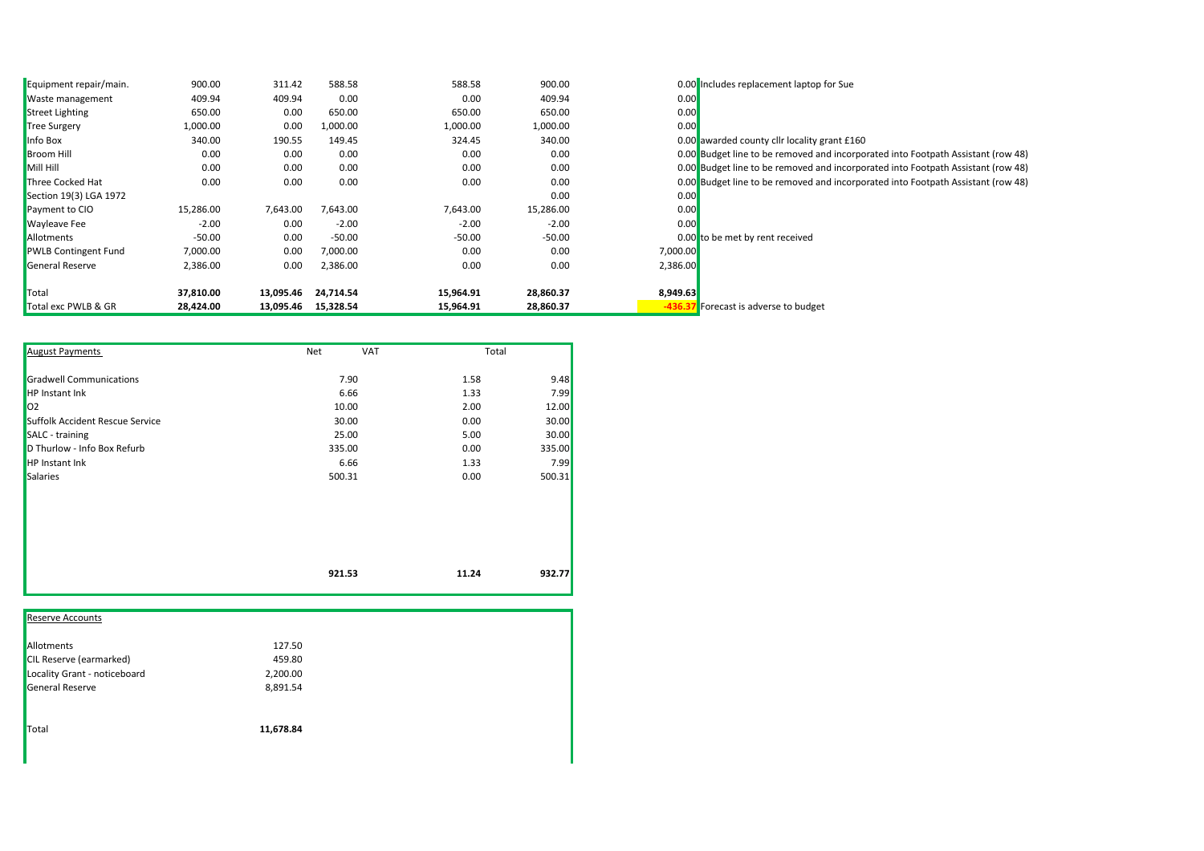| | | | | | | | |
|---|---|---|---|---|---|---|---|
| Equipment repair/main. | 900.00 | 311.42 | 588.58 | 588.58 | 900.00 | 0.00 | Includes replacement laptop for Sue |
| Waste management | 409.94 | 409.94 | 0.00 | 0.00 | 409.94 | 0.00 | |
| Street Lighting | 650.00 | 0.00 | 650.00 | 650.00 | 650.00 | 0.00 | |
| Tree Surgery | 1,000.00 | 0.00 | 1,000.00 | 1,000.00 | 1,000.00 | 0.00 | |
| Info Box | 340.00 | 190.55 | 149.45 | 324.45 | 340.00 | 0.00 | awarded county cllr locality grant £160 |
| Broom Hill | 0.00 | 0.00 | 0.00 | 0.00 | 0.00 | 0.00 | Budget line to be removed and incorporated into Footpath Assistant (row 48) |
| Mill Hill | 0.00 | 0.00 | 0.00 | 0.00 | 0.00 | 0.00 | Budget line to be removed and incorporated into Footpath Assistant (row 48) |
| Three Cocked Hat | 0.00 | 0.00 | 0.00 | 0.00 | 0.00 | 0.00 | Budget line to be removed and incorporated into Footpath Assistant (row 48) |
| Section 19(3) LGA 1972 | | | | | 0.00 | 0.00 | |
| Payment to CIO | 15,286.00 | 7,643.00 | 7,643.00 | 7,643.00 | 15,286.00 | 0.00 | |
| Wayleave Fee | -2.00 | 0.00 | -2.00 | -2.00 | -2.00 | 0.00 | |
| Allotments | -50.00 | 0.00 | -50.00 | -50.00 | -50.00 | 0.00 | to be met by rent received |
| PWLB Contingent Fund | 7,000.00 | 0.00 | 7,000.00 | 0.00 | 0.00 | 7,000.00 | |
| General Reserve | 2,386.00 | 0.00 | 2,386.00 | 0.00 | 0.00 | 2,386.00 | |
| **Total** | **37,810.00** | **13,095.46** | **24,714.54** | **15,964.91** | **28,860.37** | **8,949.63** | |
| Total exc PWLB & GR | **28,424.00** | **13,095.46** | **15,328.54** | **15,964.91** | **28,860.37** | **-436.37** | Forecast is adverse to budget |

| August Payments | Net | VAT | Total |
|---|---|---|---|
| Gradwell Communications | 7.90 | 1.58 | 9.48 |
| HP Instant Ink | 6.66 | 1.33 | 7.99 |
| O2 | 10.00 | 2.00 | 12.00 |
| Suffolk Accident Rescue Service | 30.00 | 0.00 | 30.00 |
| SALC - training | 25.00 | 5.00 | 30.00 |
| D Thurlow - Info Box Refurb | 335.00 | 0.00 | 335.00 |
| HP Instant Ink | 6.66 | 1.33 | 7.99 |
| Salaries | 500.31 | 0.00 | 500.31 |
| | **921.53** | **11.24** | **932.77** |

| Reserve Accounts | |
|---|---|
| Allotments | 127.50 |
| CIL Reserve (earmarked) | 459.80 |
| Locality Grant - noticeboard | 2,200.00 |
| General Reserve | 8,891.54 |
| Total | **11,678.84** |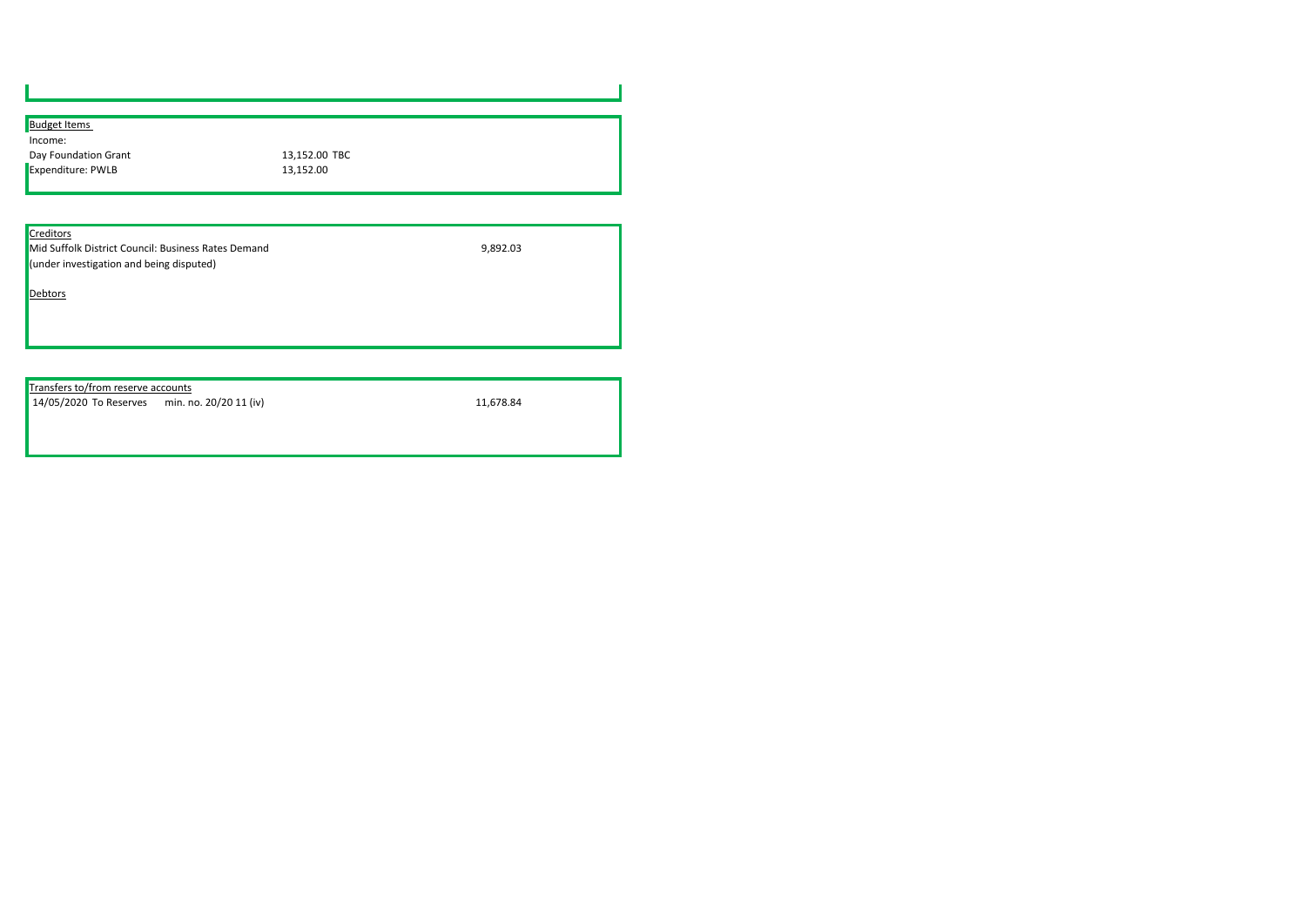Budget Items

| | |
|---|---|
| Income: | |
| Day Foundation Grant | 13,152.00 TBC |
| Expenditure: PWLB | 13,152.00 |

Creditors

| | |
|---|---|
| Mid Suffolk District Council: Business Rates Demand | 9,892.03 |
| (under investigation and being disputed) | |

Debtors

Transfers to/from reserve accounts

| | | |
|---|---|---|
| 14/05/2020 To Reserves | min. no. 20/20 11 (iv) | 11,678.84 |